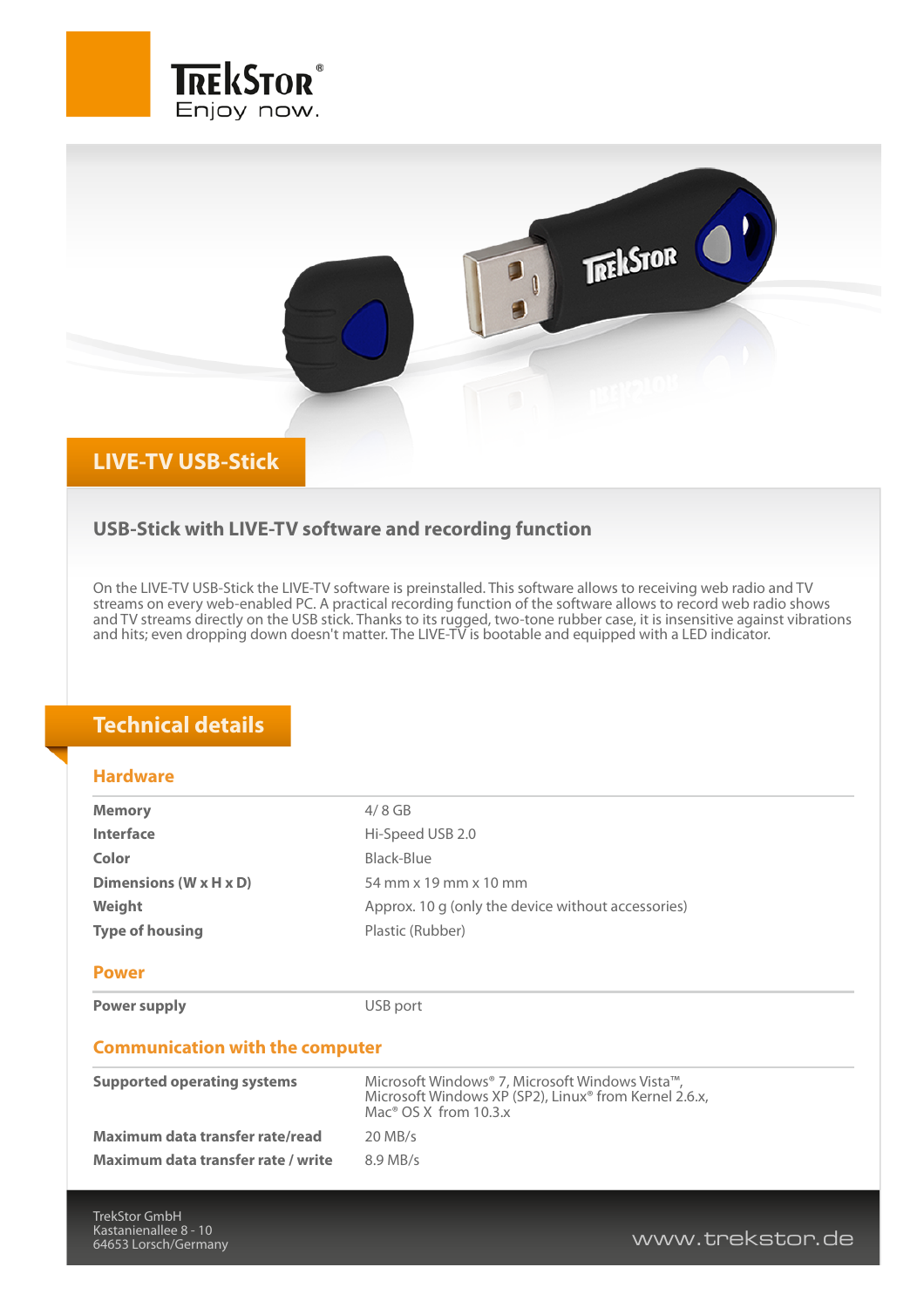TrekStor®
Enjoy now.

# LIVE-TV USB-Stick

## USB-Stick with LIVE-TV software and recording function

On the LIVE-TV USB-Stick the LIVE-TV software is preinstalled. This software allows to receiving web radio and TV streams on every web-enabled PC. A practical recording function of the software allows to record web radio shows and TV streams directly on the USB stick. Thanks to its rugged, two-tone rubber case, it is insensitive against vibrations and hits; even dropping down doesn't matter. The LIVE-TV is bootable and equipped with a LED indicator.

## Technical details

### Hardware

| | |
|---|---|
| **Memory** | 4/ 8 GB |
| **Interface** | Hi-Speed USB 2.0 |
| **Color** | Black-Blue |
| **Dimensions (W x H x D)** | 54 mm x 19 mm x 10 mm |
| **Weight** | Approx. 10 g (only the device without accessories) |
| **Type of housing** | Plastic (Rubber) |

### Power

| | |
|---|---|
| **Power supply** | USB port |

### Communication with the computer

| | |
|---|---|
| **Supported operating systems** | Microsoft Windows® 7, Microsoft Windows Vista™, Microsoft Windows XP (SP2), Linux® from Kernel 2.6.x, Mac® OS X from 10.3.x |
| **Maximum data transfer rate/read** | 20 MB/s |
| **Maximum data transfer rate / write** | 8.9 MB/s |

TrekStor GmbH
Kastanienallee 8 - 10
64653 Lorsch/Germany

www.trekstor.de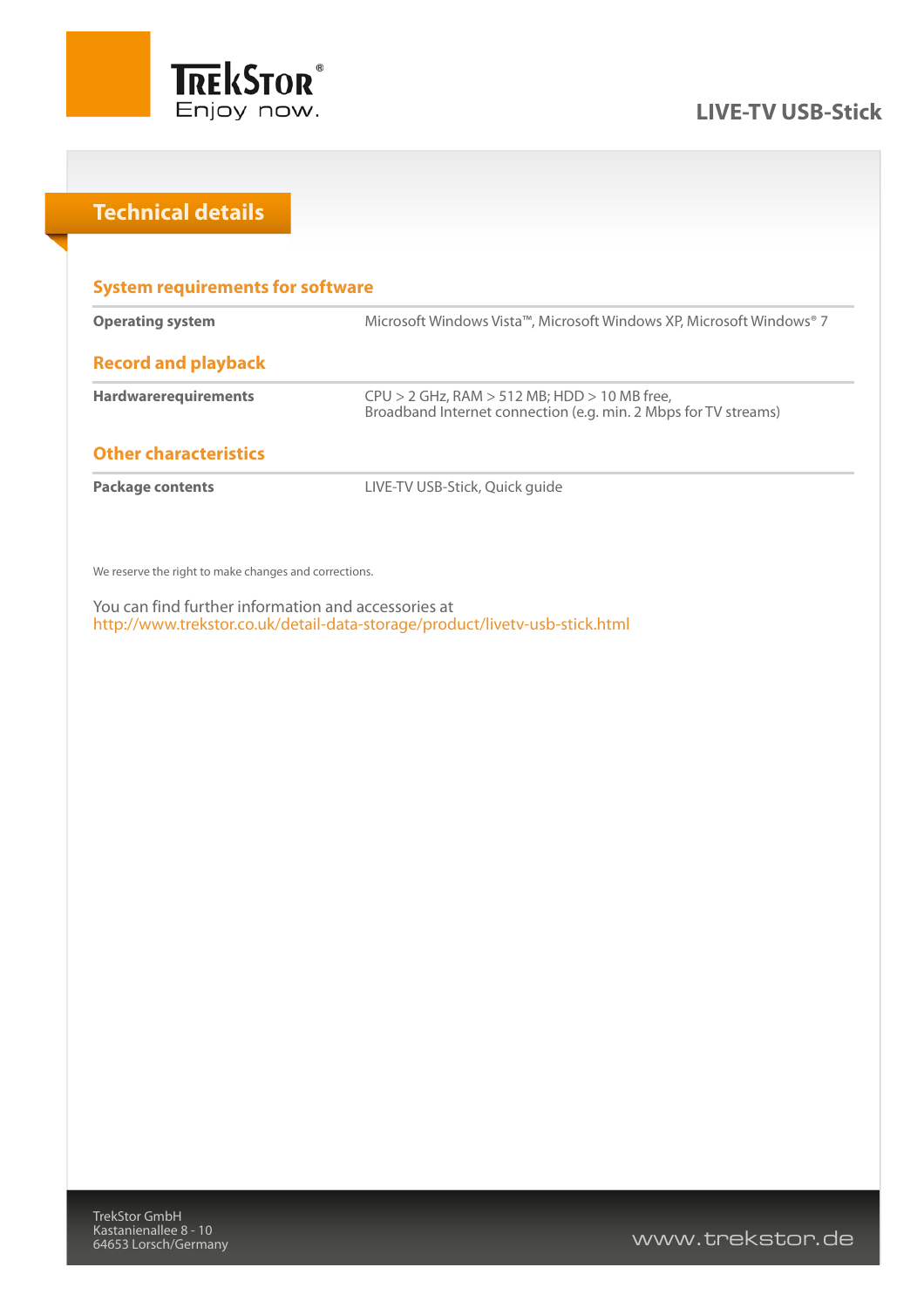## Technical details

### System requirements for software

| | |
|---|---|
| **Operating system** | Microsoft Windows Vista™, Microsoft Windows XP, Microsoft Windows® 7 |

### Record and playback

| | |
|---|---|
| **Hardwarerequirements** | CPU > 2 GHz, RAM > 512 MB; HDD > 10 MB free, Broadband Internet connection (e.g. min. 2 Mbps for TV streams) |

### Other characteristics

| | |
|---|---|
| **Package contents** | LIVE-TV USB-Stick, Quick guide |

We reserve the right to make changes and corrections.

You can find further information and accessories at
http://www.trekstor.co.uk/detail-data-storage/product/livetv-usb-stick.html

TrekStor GmbH
Kastanienallee 8 - 10
64653 Lorsch/Germany

www.trekstor.de